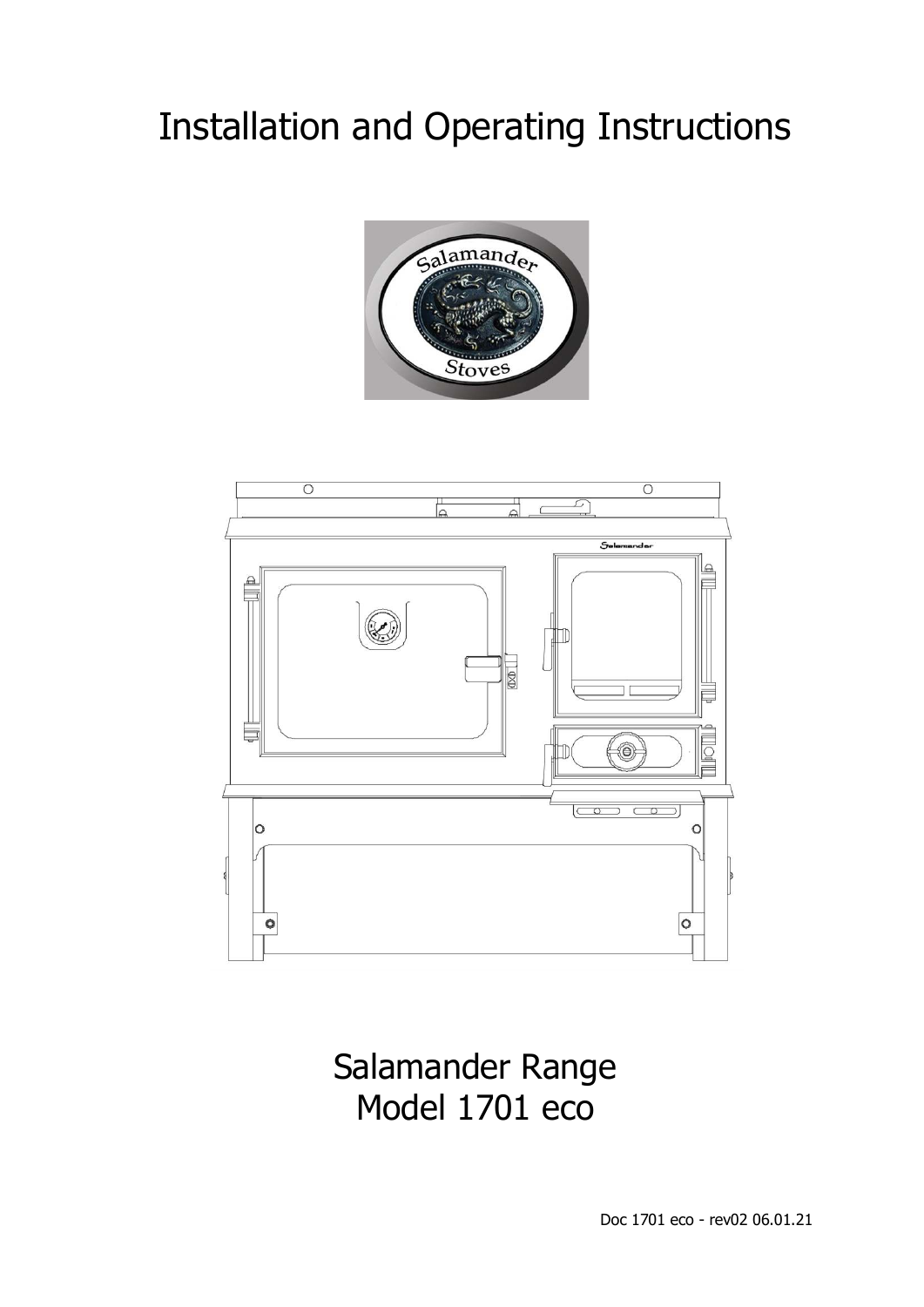# Installation and Operating Instructions

Salamander Range
Model 1701 eco

Doc 1701 eco - rev02 06.01.21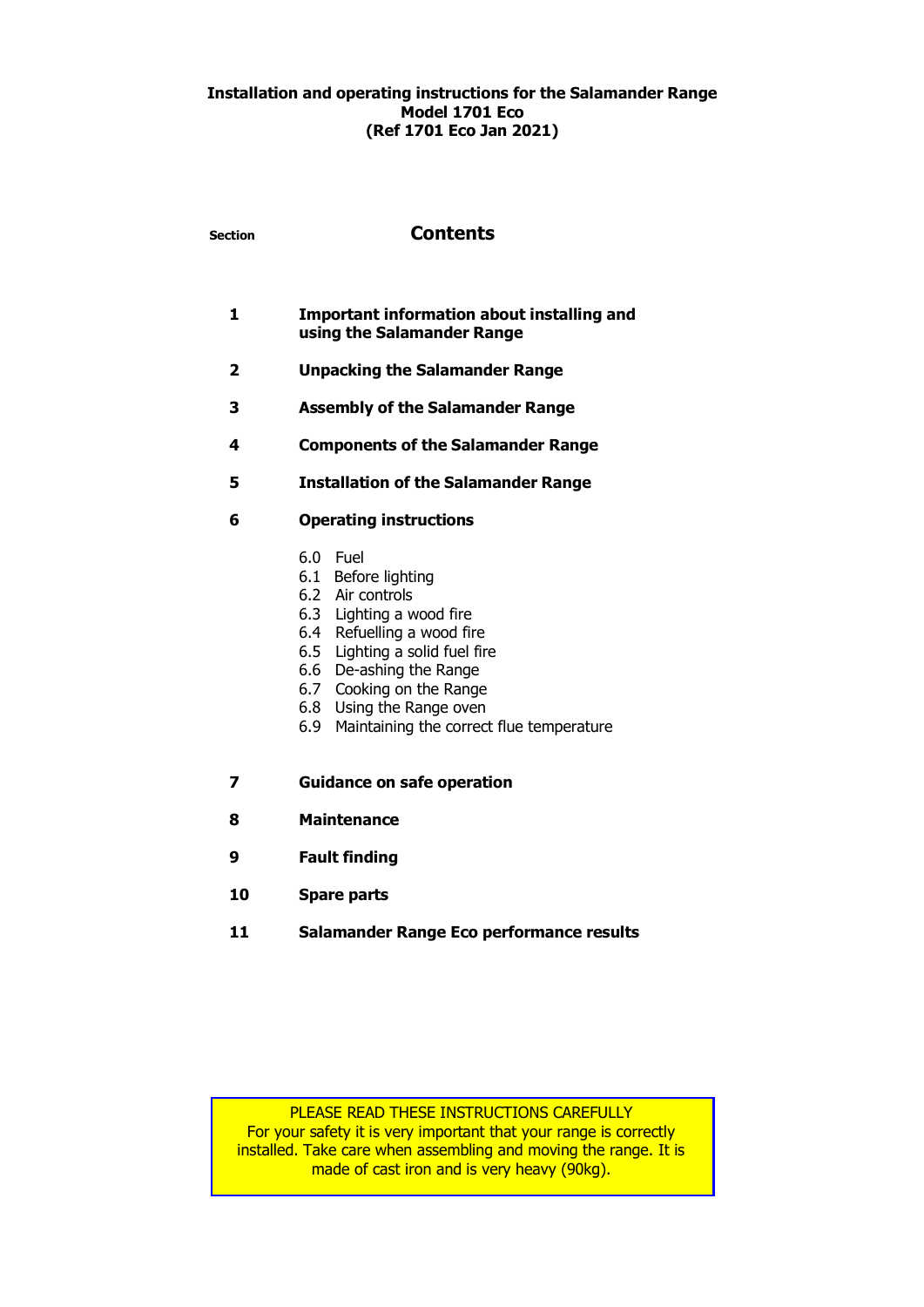**Installation and operating instructions for the Salamander Range**
**Model 1701 Eco**
**(Ref 1701 Eco Jan 2021)**

| Section | Contents |
|---|---|
| **1** | **Important information about installing and using the Salamander Range** |
| **2** | **Unpacking the Salamander Range** |
| **3** | **Assembly of the Salamander Range** |
| **4** | **Components of the Salamander Range** |
| **5** | **Installation of the Salamander Range** |
| **6** | **Operating instructions** |
| | 6.0 Fuel |
| | 6.1 Before lighting |
| | 6.2 Air controls |
| | 6.3 Lighting a wood fire |
| | 6.4 Refuelling a wood fire |
| | 6.5 Lighting a solid fuel fire |
| | 6.6 De-ashing the Range |
| | 6.7 Cooking on the Range |
| | 6.8 Using the Range oven |
| | 6.9 Maintaining the correct flue temperature |
| **7** | **Guidance on safe operation** |
| **8** | **Maintenance** |
| **9** | **Fault finding** |
| **10** | **Spare parts** |
| **11** | **Salamander Range Eco performance results** |

PLEASE READ THESE INSTRUCTIONS CAREFULLY
For your safety it is very important that your range is correctly installed. Take care when assembling and moving the range. It is made of cast iron and is very heavy (90kg).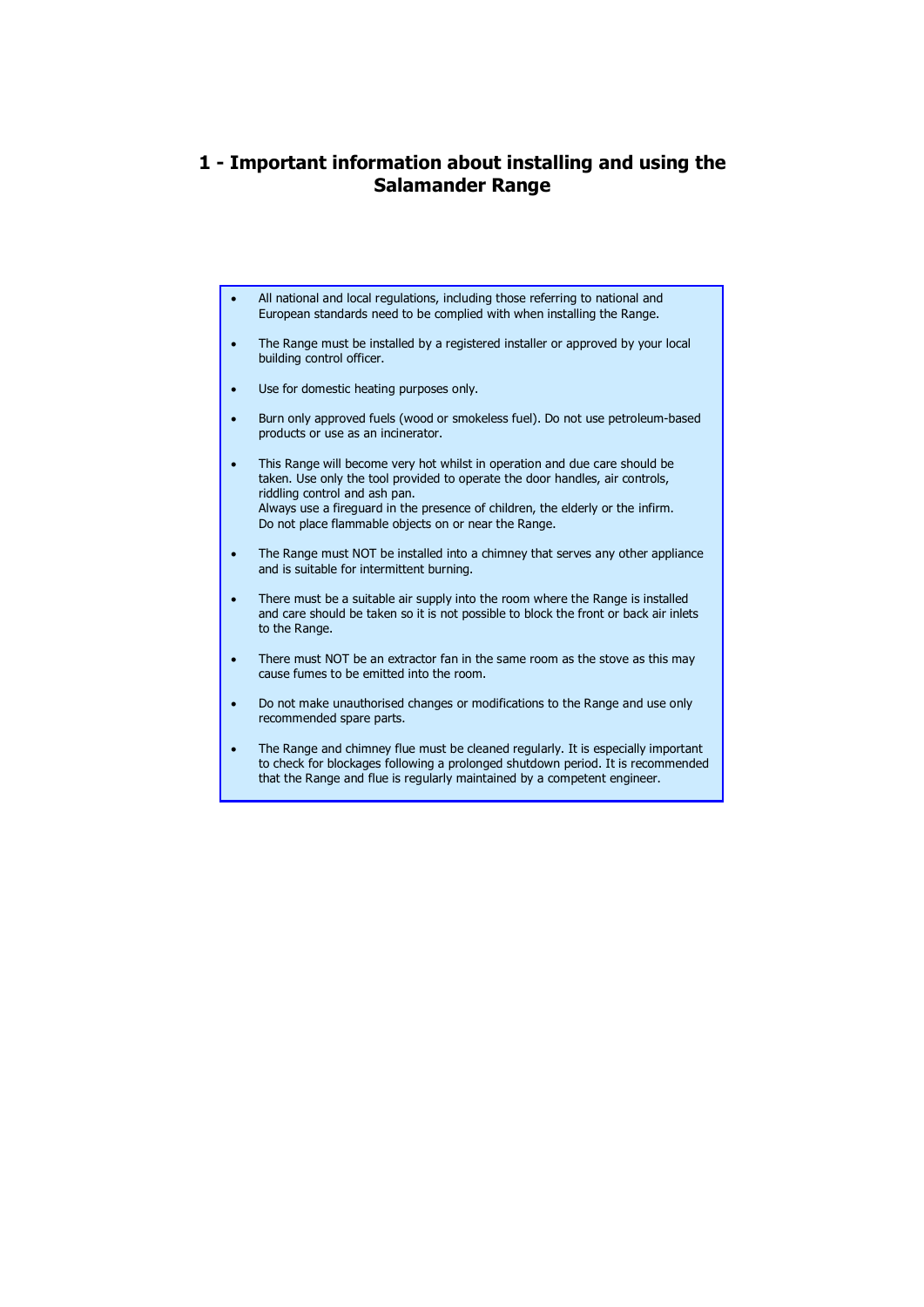# 1 - Important information about installing and using the Salamander Range

- All national and local regulations, including those referring to national and European standards need to be complied with when installing the Range.
- The Range must be installed by a registered installer or approved by your local building control officer.
- Use for domestic heating purposes only.
- Burn only approved fuels (wood or smokeless fuel). Do not use petroleum-based products or use as an incinerator.
- This Range will become very hot whilst in operation and due care should be taken. Use only the tool provided to operate the door handles, air controls, riddling control and ash pan.
  Always use a fireguard in the presence of children, the elderly or the infirm.
  Do not place flammable objects on or near the Range.
- The Range must NOT be installed into a chimney that serves any other appliance and is suitable for intermittent burning.
- There must be a suitable air supply into the room where the Range is installed and care should be taken so it is not possible to block the front or back air inlets to the Range.
- There must NOT be an extractor fan in the same room as the stove as this may cause fumes to be emitted into the room.
- Do not make unauthorised changes or modifications to the Range and use only recommended spare parts.
- The Range and chimney flue must be cleaned regularly. It is especially important to check for blockages following a prolonged shutdown period. It is recommended that the Range and flue is regularly maintained by a competent engineer.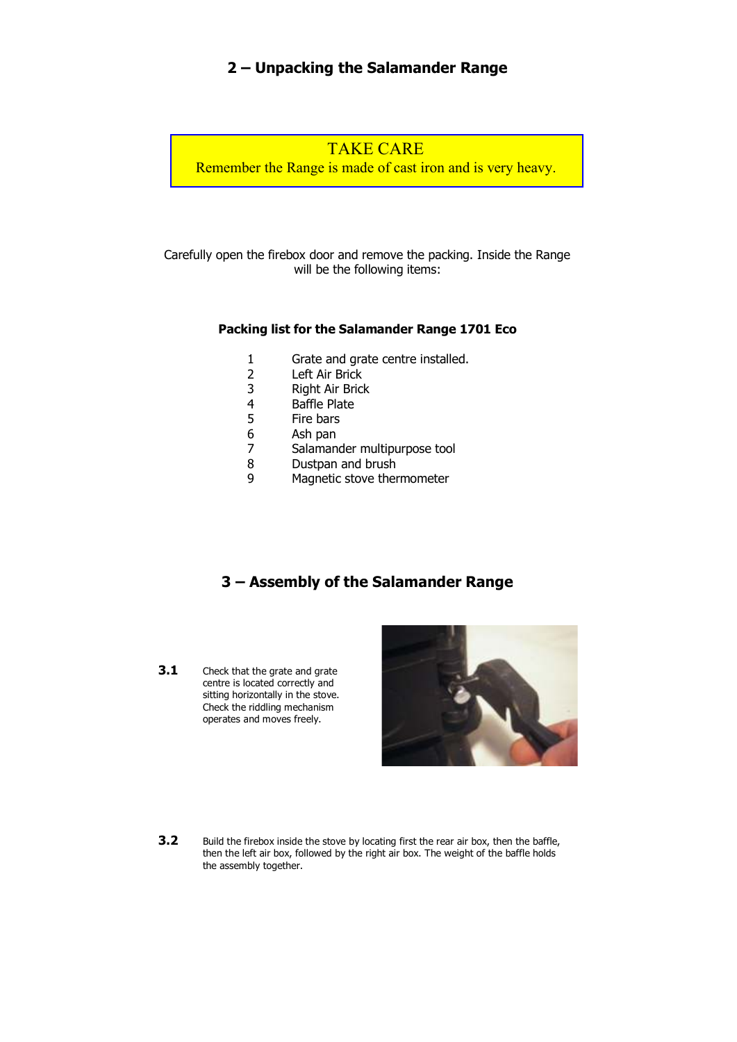## 2 – Unpacking the Salamander Range

**TAKE CARE**
Remember the Range is made of cast iron and is very heavy.

Carefully open the firebox door and remove the packing. Inside the Range will be the following items:

**Packing list for the Salamander Range 1701 Eco**

1. Grate and grate centre installed.
2. Left Air Brick
3. Right Air Brick
4. Baffle Plate
5. Fire bars
6. Ash pan
7. Salamander multipurpose tool
8. Dustpan and brush
9. Magnetic stove thermometer

## 3 – Assembly of the Salamander Range

**3.1** Check that the grate and grate centre is located correctly and sitting horizontally in the stove. Check the riddling mechanism operates and moves freely.

**3.2** Build the firebox inside the stove by locating first the rear air box, then the baffle, then the left air box, followed by the right air box. The weight of the baffle holds the assembly together.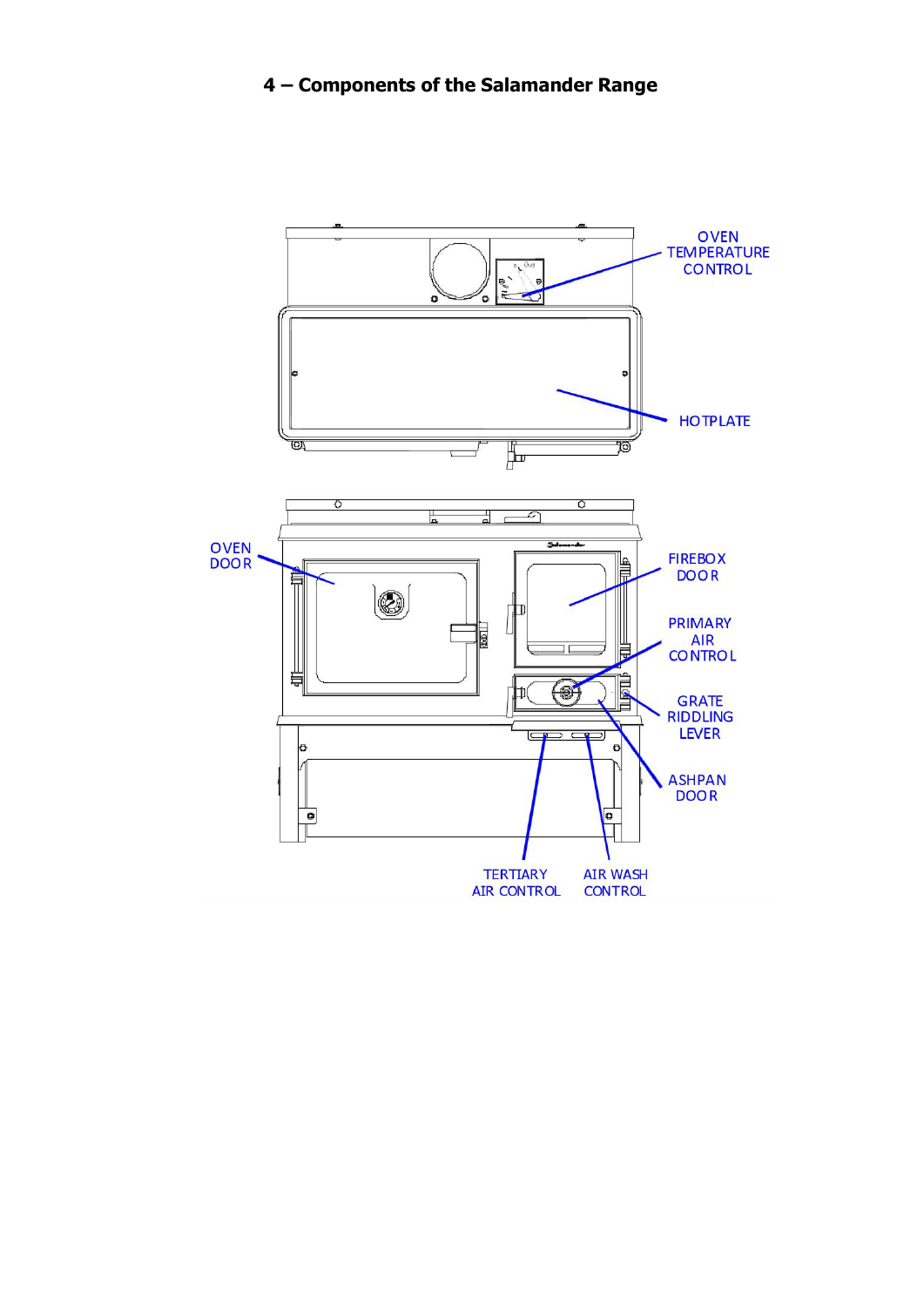# 4 – Components of the Salamander Range

OVEN TEMPERATURE CONTROL

HOTPLATE

OVEN DOOR

FIREBOX DOOR

PRIMARY AIR CONTROL

GRATE RIDDLING LEVER

ASHPAN DOOR

TERTIARY AIR CONTROL

AIR WASH CONTROL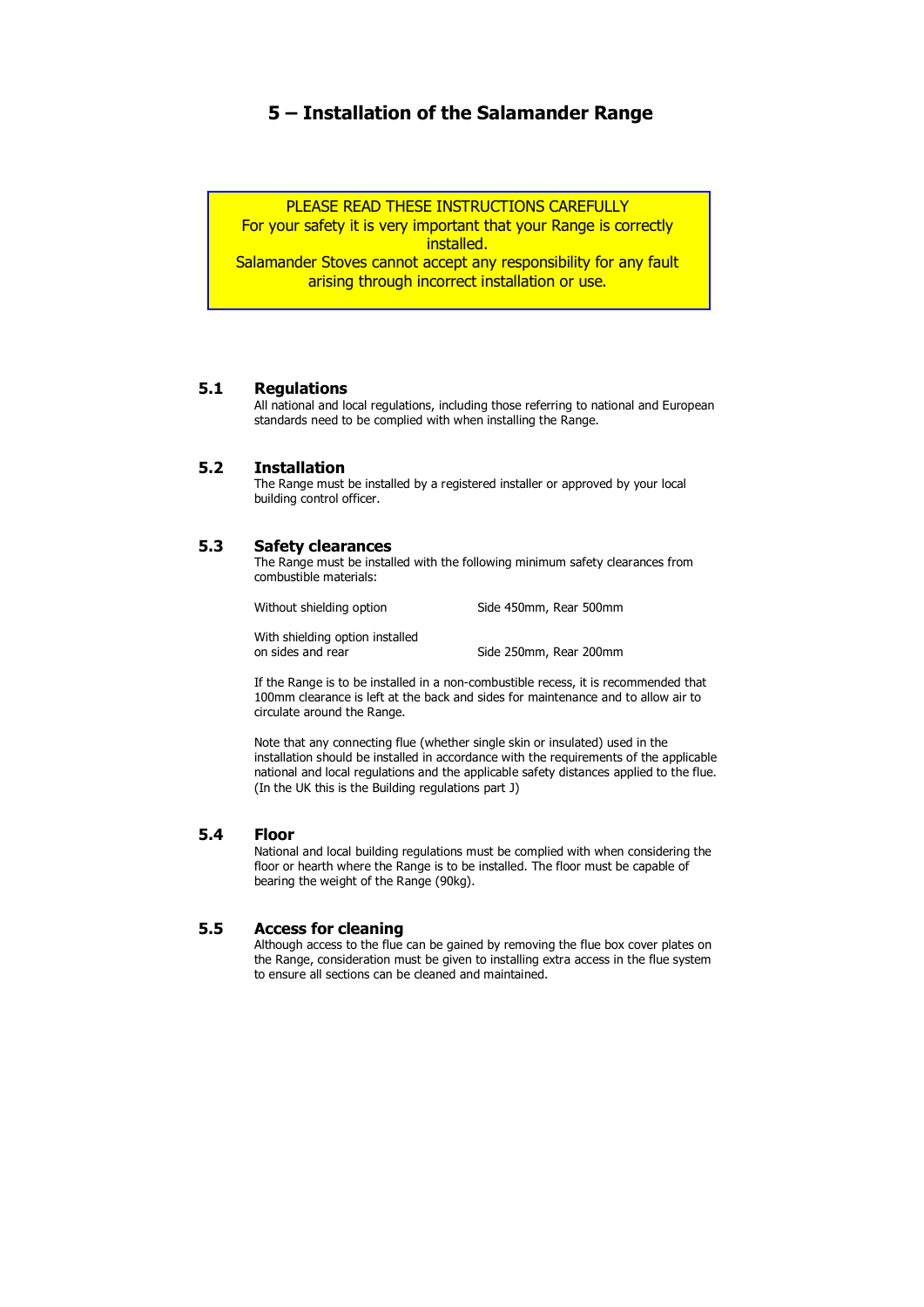# 5 – Installation of the Salamander Range

PLEASE READ THESE INSTRUCTIONS CAREFULLY
For your safety it is very important that your Range is correctly installed.
Salamander Stoves cannot accept any responsibility for any fault arising through incorrect installation or use.

## 5.1 Regulations

All national and local regulations, including those referring to national and European standards need to be complied with when installing the Range.

## 5.2 Installation

The Range must be installed by a registered installer or approved by your local building control officer.

## 5.3 Safety clearances

The Range must be installed with the following minimum safety clearances from combustible materials:

| | |
|---|---|
| Without shielding option | Side 450mm, Rear 500mm |
| With shielding option installed on sides and rear | Side 250mm, Rear 200mm |

If the Range is to be installed in a non-combustible recess, it is recommended that 100mm clearance is left at the back and sides for maintenance and to allow air to circulate around the Range.

Note that any connecting flue (whether single skin or insulated) used in the installation should be installed in accordance with the requirements of the applicable national and local regulations and the applicable safety distances applied to the flue. (In the UK this is the Building regulations part J)

## 5.4 Floor

National and local building regulations must be complied with when considering the floor or hearth where the Range is to be installed. The floor must be capable of bearing the weight of the Range (90kg).

## 5.5 Access for cleaning

Although access to the flue can be gained by removing the flue box cover plates on the Range, consideration must be given to installing extra access in the flue system to ensure all sections can be cleaned and maintained.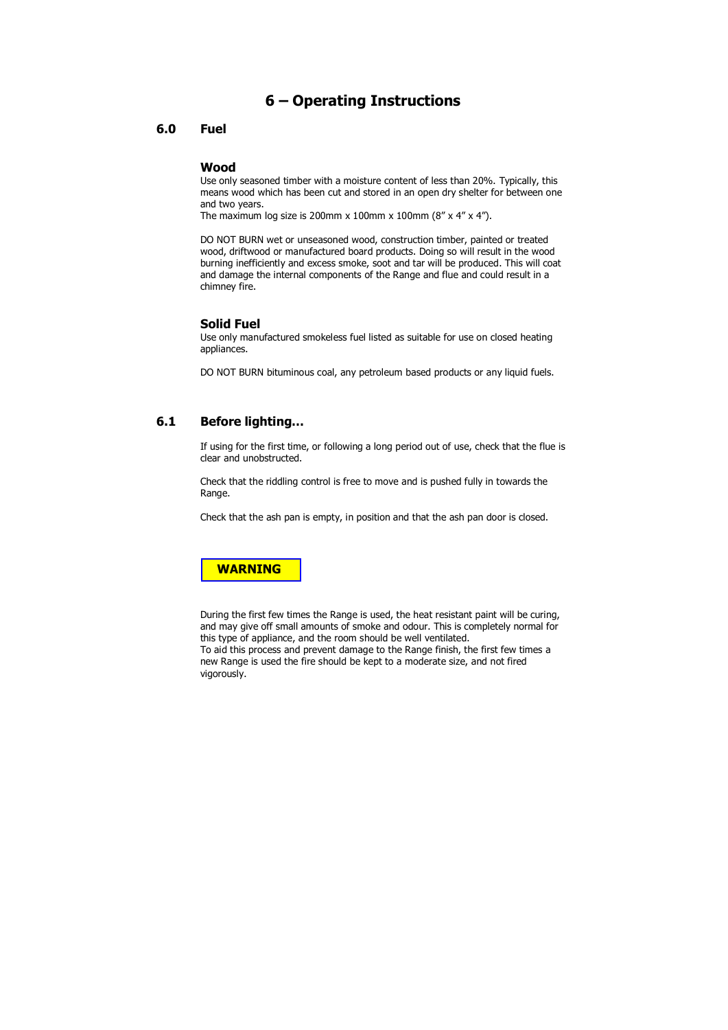# 6 – Operating Instructions

## 6.0 Fuel

### Wood

Use only seasoned timber with a moisture content of less than 20%. Typically, this means wood which has been cut and stored in an open dry shelter for between one and two years.
The maximum log size is 200mm x 100mm x 100mm (8" x 4" x 4").

DO NOT BURN wet or unseasoned wood, construction timber, painted or treated wood, driftwood or manufactured board products. Doing so will result in the wood burning inefficiently and excess smoke, soot and tar will be produced. This will coat and damage the internal components of the Range and flue and could result in a chimney fire.

### Solid Fuel

Use only manufactured smokeless fuel listed as suitable for use on closed heating appliances.

DO NOT BURN bituminous coal, any petroleum based products or any liquid fuels.

## 6.1 Before lighting…

If using for the first time, or following a long period out of use, check that the flue is clear and unobstructed.

Check that the riddling control is free to move and is pushed fully in towards the Range.

Check that the ash pan is empty, in position and that the ash pan door is closed.

**WARNING**

During the first few times the Range is used, the heat resistant paint will be curing, and may give off small amounts of smoke and odour. This is completely normal for this type of appliance, and the room should be well ventilated.
To aid this process and prevent damage to the Range finish, the first few times a new Range is used the fire should be kept to a moderate size, and not fired vigorously.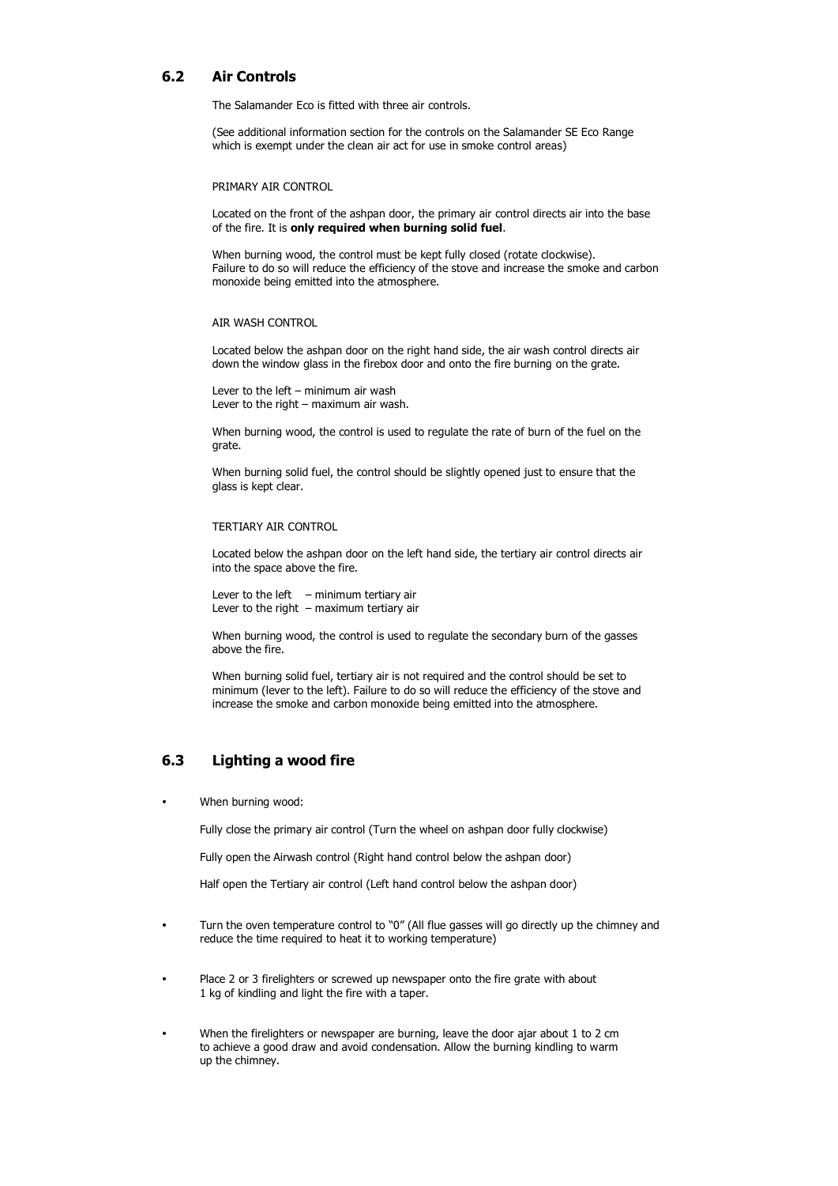## 6.2 Air Controls

The Salamander Eco is fitted with three air controls.

(See additional information section for the controls on the Salamander SE Eco Range which is exempt under the clean air act for use in smoke control areas)

PRIMARY AIR CONTROL

Located on the front of the ashpan door, the primary air control directs air into the base of the fire. It is **only required when burning solid fuel**.

When burning wood, the control must be kept fully closed (rotate clockwise). Failure to do so will reduce the efficiency of the stove and increase the smoke and carbon monoxide being emitted into the atmosphere.

AIR WASH CONTROL

Located below the ashpan door on the right hand side, the air wash control directs air down the window glass in the firebox door and onto the fire burning on the grate.

Lever to the left – minimum air wash
Lever to the right – maximum air wash.

When burning wood, the control is used to regulate the rate of burn of the fuel on the grate.

When burning solid fuel, the control should be slightly opened just to ensure that the glass is kept clear.

TERTIARY AIR CONTROL

Located below the ashpan door on the left hand side, the tertiary air control directs air into the space above the fire.

Lever to the left – minimum tertiary air
Lever to the right – maximum tertiary air

When burning wood, the control is used to regulate the secondary burn of the gasses above the fire.

When burning solid fuel, tertiary air is not required and the control should be set to minimum (lever to the left). Failure to do so will reduce the efficiency of the stove and increase the smoke and carbon monoxide being emitted into the atmosphere.

## 6.3 Lighting a wood fire

- When burning wood:

  Fully close the primary air control (Turn the wheel on ashpan door fully clockwise)

  Fully open the Airwash control (Right hand control below the ashpan door)

  Half open the Tertiary air control (Left hand control below the ashpan door)

- Turn the oven temperature control to "0" (All flue gasses will go directly up the chimney and reduce the time required to heat it to working temperature)

- Place 2 or 3 firelighters or screwed up newspaper onto the fire grate with about 1 kg of kindling and light the fire with a taper.

- When the firelighters or newspaper are burning, leave the door ajar about 1 to 2 cm to achieve a good draw and avoid condensation. Allow the burning kindling to warm up the chimney.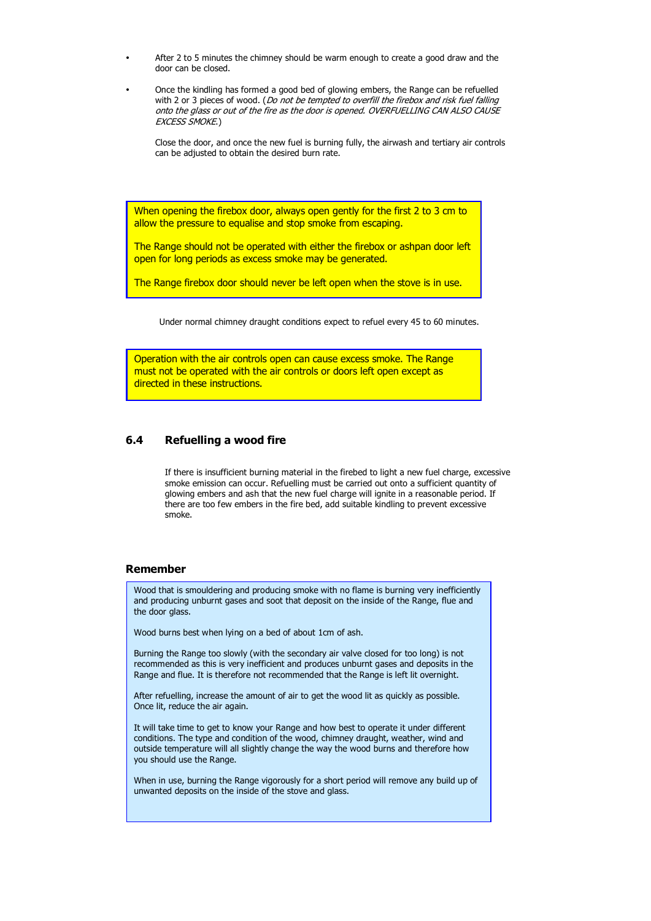- After 2 to 5 minutes the chimney should be warm enough to create a good draw and the door can be closed.

- Once the kindling has formed a good bed of glowing embers, the Range can be refuelled with 2 or 3 pieces of wood. (*Do not be tempted to overfill the firebox and risk fuel falling onto the glass or out of the fire as the door is opened. OVERFUELLING CAN ALSO CAUSE EXCESS SMOKE.*)

  Close the door, and once the new fuel is burning fully, the airwash and tertiary air controls can be adjusted to obtain the desired burn rate.

> When opening the firebox door, always open gently for the first 2 to 3 cm to allow the pressure to equalise and stop smoke from escaping.
>
> The Range should not be operated with either the firebox or ashpan door left open for long periods as excess smoke may be generated.
>
> The Range firebox door should never be left open when the stove is in use.

Under normal chimney draught conditions expect to refuel every 45 to 60 minutes.

> Operation with the air controls open can cause excess smoke. The Range must not be operated with the air controls or doors left open except as directed in these instructions.

## 6.4 Refuelling a wood fire

If there is insufficient burning material in the firebed to light a new fuel charge, excessive smoke emission can occur. Refuelling must be carried out onto a sufficient quantity of glowing embers and ash that the new fuel charge will ignite in a reasonable period. If there are too few embers in the fire bed, add suitable kindling to prevent excessive smoke.

## Remember

> Wood that is smouldering and producing smoke with no flame is burning very inefficiently and producing unburnt gases and soot that deposit on the inside of the Range, flue and the door glass.
>
> Wood burns best when lying on a bed of about 1cm of ash.
>
> Burning the Range too slowly (with the secondary air valve closed for too long) is not recommended as this is very inefficient and produces unburnt gases and deposits in the Range and flue. It is therefore not recommended that the Range is left lit overnight.
>
> After refuelling, increase the amount of air to get the wood lit as quickly as possible. Once lit, reduce the air again.
>
> It will take time to get to know your Range and how best to operate it under different conditions. The type and condition of the wood, chimney draught, weather, wind and outside temperature will all slightly change the way the wood burns and therefore how you should use the Range.
>
> When in use, burning the Range vigorously for a short period will remove any build up of unwanted deposits on the inside of the stove and glass.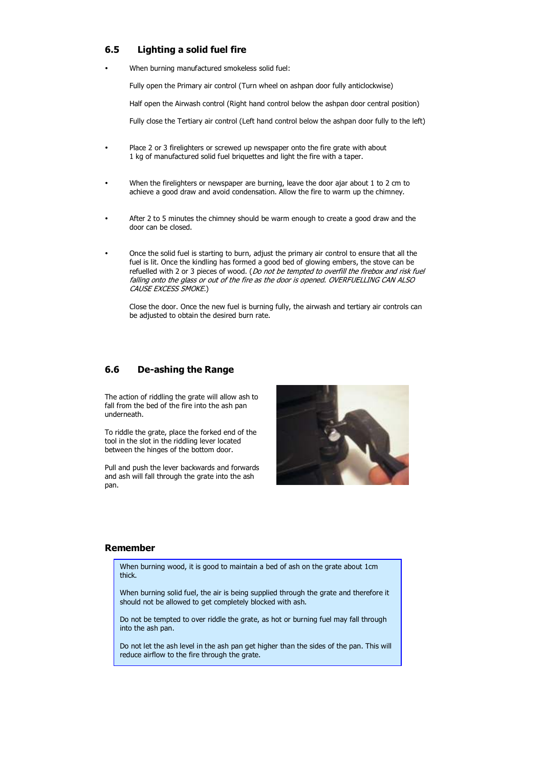## 6.5 Lighting a solid fuel fire

- When burning manufactured smokeless solid fuel:

  Fully open the Primary air control (Turn wheel on ashpan door fully anticlockwise)

  Half open the Airwash control (Right hand control below the ashpan door central position)

  Fully close the Tertiary air control (Left hand control below the ashpan door fully to the left)

- Place 2 or 3 firelighters or screwed up newspaper onto the fire grate with about 1 kg of manufactured solid fuel briquettes and light the fire with a taper.

- When the firelighters or newspaper are burning, leave the door ajar about 1 to 2 cm to achieve a good draw and avoid condensation. Allow the fire to warm up the chimney.

- After 2 to 5 minutes the chimney should be warm enough to create a good draw and the door can be closed.

- Once the solid fuel is starting to burn, adjust the primary air control to ensure that all the fuel is lit. Once the kindling has formed a good bed of glowing embers, the stove can be refuelled with 2 or 3 pieces of wood. (*Do not be tempted to overfill the firebox and risk fuel falling onto the glass or out of the fire as the door is opened. OVERFUELLING CAN ALSO CAUSE EXCESS SMOKE.*)

  Close the door. Once the new fuel is burning fully, the airwash and tertiary air controls can be adjusted to obtain the desired burn rate.

## 6.6 De-ashing the Range

The action of riddling the grate will allow ash to fall from the bed of the fire into the ash pan underneath.

To riddle the grate, place the forked end of the tool in the slot in the riddling lever located between the hinges of the bottom door.

Pull and push the lever backwards and forwards and ash will fall through the grate into the ash pan.

### Remember

When burning wood, it is good to maintain a bed of ash on the grate about 1cm thick.

When burning solid fuel, the air is being supplied through the grate and therefore it should not be allowed to get completely blocked with ash.

Do not be tempted to over riddle the grate, as hot or burning fuel may fall through into the ash pan.

Do not let the ash level in the ash pan get higher than the sides of the pan. This will reduce airflow to the fire through the grate.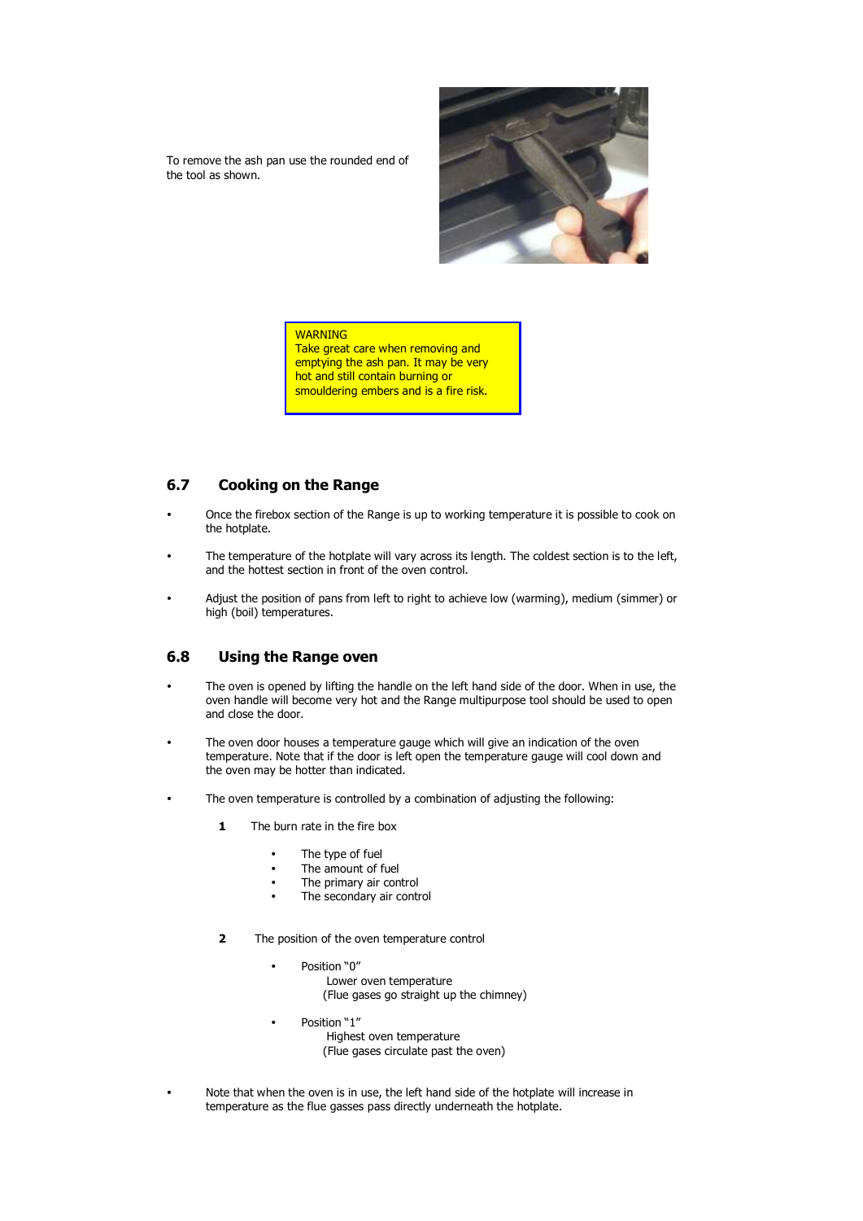To remove the ash pan use the rounded end of the tool as shown.

WARNING
Take great care when removing and emptying the ash pan. It may be very hot and still contain burning or smouldering embers and is a fire risk.

## 6.7 Cooking on the Range

- Once the firebox section of the Range is up to working temperature it is possible to cook on the hotplate.
- The temperature of the hotplate will vary across its length. The coldest section is to the left, and the hottest section in front of the oven control.
- Adjust the position of pans from left to right to achieve low (warming), medium (simmer) or high (boil) temperatures.

## 6.8 Using the Range oven

- The oven is opened by lifting the handle on the left hand side of the door. When in use, the oven handle will become very hot and the Range multipurpose tool should be used to open and close the door.
- The oven door houses a temperature gauge which will give an indication of the oven temperature. Note that if the door is left open the temperature gauge will cool down and the oven may be hotter than indicated.
- The oven temperature is controlled by a combination of adjusting the following:

  **1** The burn rate in the fire box

  - The type of fuel
  - The amount of fuel
  - The primary air control
  - The secondary air control

  **2** The position of the oven temperature control

  - Position "0"
    Lower oven temperature
    (Flue gases go straight up the chimney)
  - Position "1"
    Highest oven temperature
    (Flue gases circulate past the oven)

- Note that when the oven is in use, the left hand side of the hotplate will increase in temperature as the flue gasses pass directly underneath the hotplate.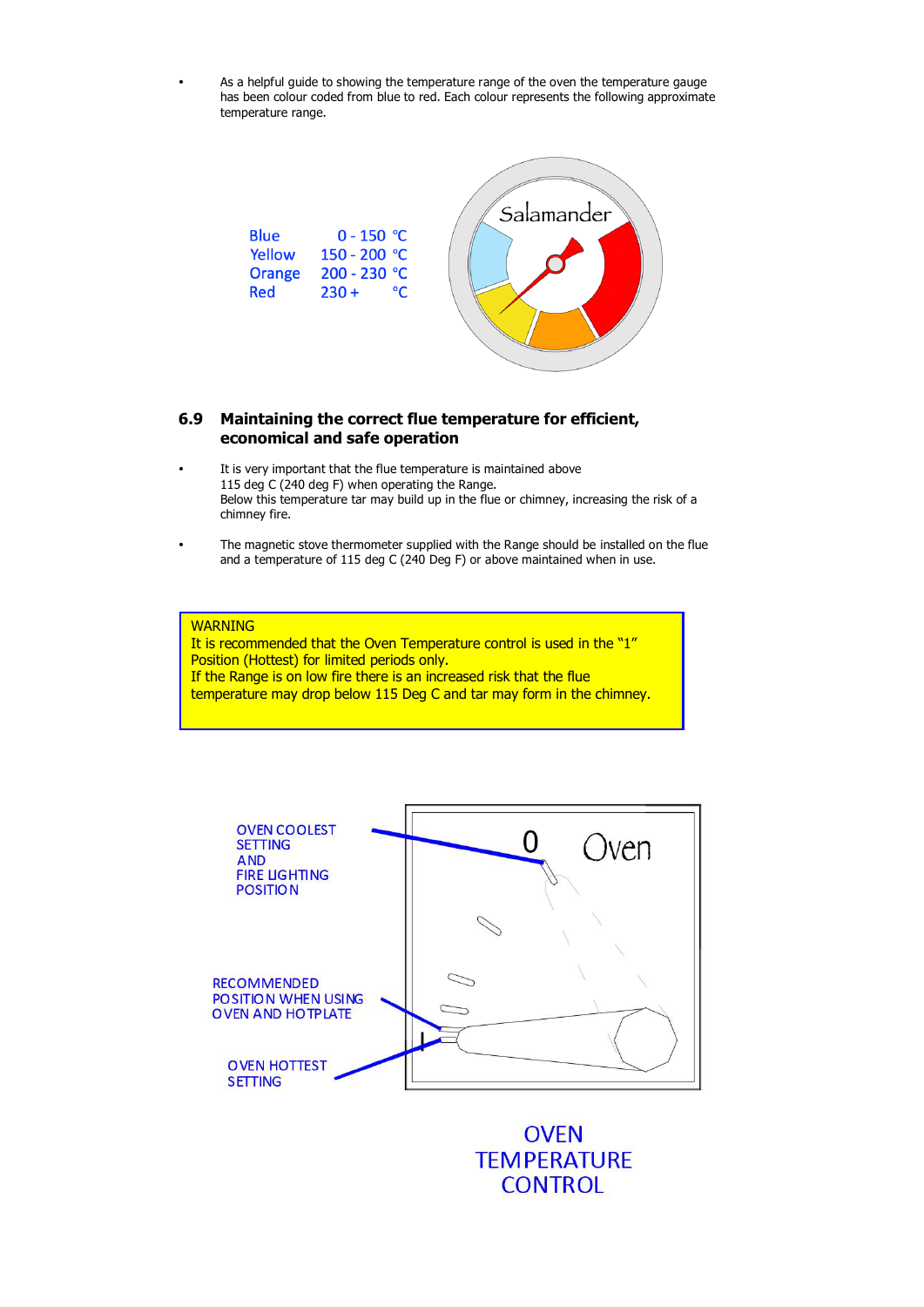- As a helpful guide to showing the temperature range of the oven the temperature gauge has been colour coded from blue to red. Each colour represents the following approximate temperature range.

| | |
|---|---|
| Blue | 0 - 150 °C |
| Yellow | 150 - 200 °C |
| Orange | 200 - 230 °C |
| Red | 230 + °C |

Salamander

## 6.9 Maintaining the correct flue temperature for efficient, economical and safe operation

- It is very important that the flue temperature is maintained above 115 deg C (240 deg F) when operating the Range.
  Below this temperature tar may build up in the flue or chimney, increasing the risk of a chimney fire.

- The magnetic stove thermometer supplied with the Range should be installed on the flue and a temperature of 115 deg C (240 Deg F) or above maintained when in use.

> WARNING
> It is recommended that the Oven Temperature control is used in the "1" Position (Hottest) for limited periods only.
> If the Range is on low fire there is an increased risk that the flue temperature may drop below 115 Deg C and tar may form in the chimney.

OVEN COOLEST SETTING AND FIRE LIGHTING POSITION

0 Oven

RECOMMENDED POSITION WHEN USING OVEN AND HOTPLATE

OVEN HOTTEST SETTING

OVEN TEMPERATURE CONTROL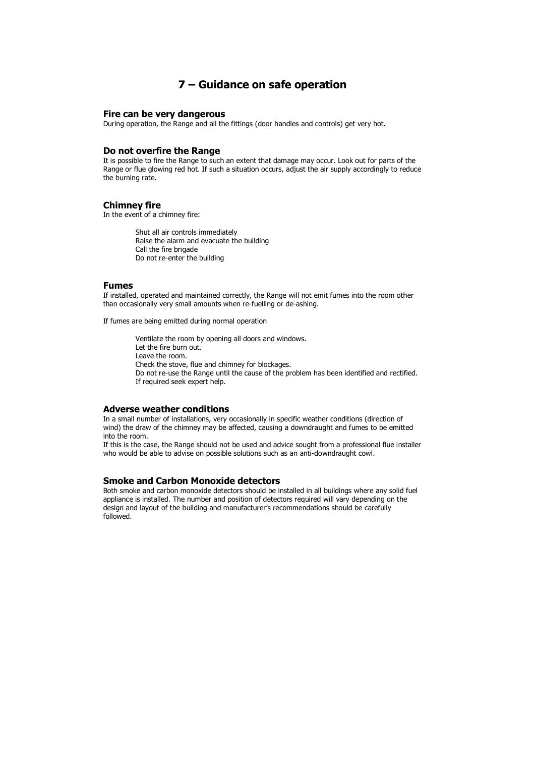# 7 – Guidance on safe operation

## Fire can be very dangerous

During operation, the Range and all the fittings (door handles and controls) get very hot.

## Do not overfire the Range

It is possible to fire the Range to such an extent that damage may occur. Look out for parts of the Range or flue glowing red hot. If such a situation occurs, adjust the air supply accordingly to reduce the burning rate.

## Chimney fire

In the event of a chimney fire:

- Shut all air controls immediately
- Raise the alarm and evacuate the building
- Call the fire brigade
- Do not re-enter the building

## Fumes

If installed, operated and maintained correctly, the Range will not emit fumes into the room other than occasionally very small amounts when re-fuelling or de-ashing.

If fumes are being emitted during normal operation

- Ventilate the room by opening all doors and windows.
- Let the fire burn out.
- Leave the room.
- Check the stove, flue and chimney for blockages.
- Do not re-use the Range until the cause of the problem has been identified and rectified.
- If required seek expert help.

## Adverse weather conditions

In a small number of installations, very occasionally in specific weather conditions (direction of wind) the draw of the chimney may be affected, causing a downdraught and fumes to be emitted into the room.

If this is the case, the Range should not be used and advice sought from a professional flue installer who would be able to advise on possible solutions such as an anti-downdraught cowl.

## Smoke and Carbon Monoxide detectors

Both smoke and carbon monoxide detectors should be installed in all buildings where any solid fuel appliance is installed. The number and position of detectors required will vary depending on the design and layout of the building and manufacturer's recommendations should be carefully followed.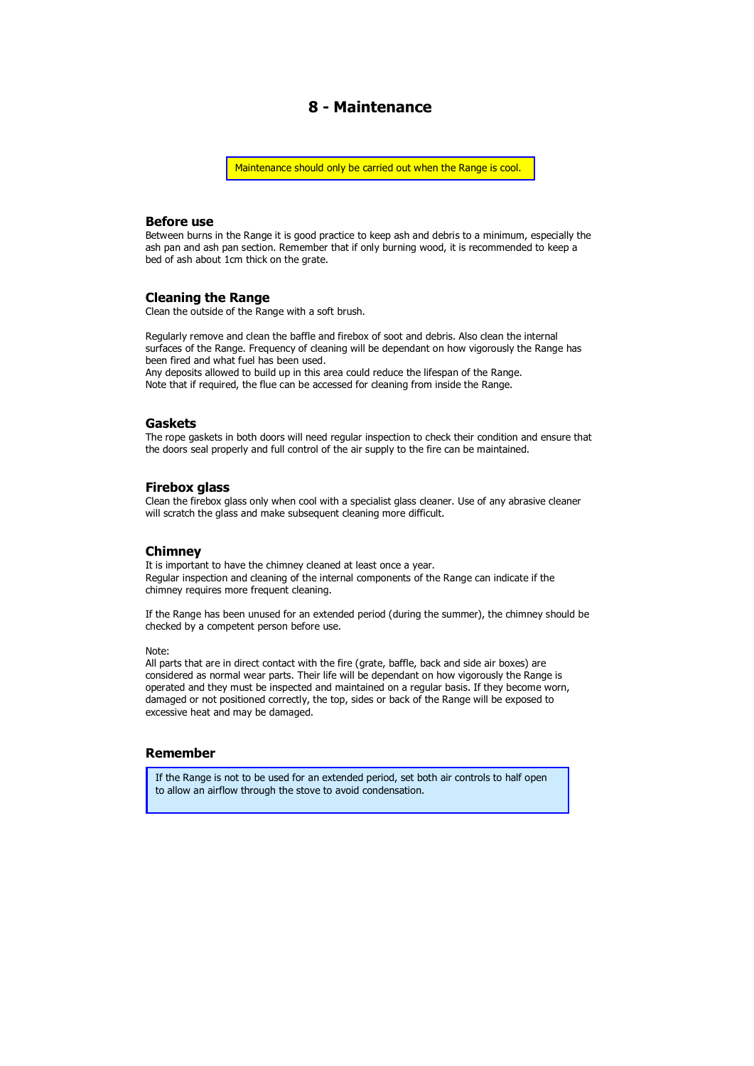# 8 - Maintenance

> Maintenance should only be carried out when the Range is cool.

## Before use

Between burns in the Range it is good practice to keep ash and debris to a minimum, especially the ash pan and ash pan section. Remember that if only burning wood, it is recommended to keep a bed of ash about 1cm thick on the grate.

## Cleaning the Range

Clean the outside of the Range with a soft brush.

Regularly remove and clean the baffle and firebox of soot and debris. Also clean the internal surfaces of the Range. Frequency of cleaning will be dependant on how vigorously the Range has been fired and what fuel has been used.
Any deposits allowed to build up in this area could reduce the lifespan of the Range.
Note that if required, the flue can be accessed for cleaning from inside the Range.

## Gaskets

The rope gaskets in both doors will need regular inspection to check their condition and ensure that the doors seal properly and full control of the air supply to the fire can be maintained.

## Firebox glass

Clean the firebox glass only when cool with a specialist glass cleaner. Use of any abrasive cleaner will scratch the glass and make subsequent cleaning more difficult.

## Chimney

It is important to have the chimney cleaned at least once a year.
Regular inspection and cleaning of the internal components of the Range can indicate if the chimney requires more frequent cleaning.

If the Range has been unused for an extended period (during the summer), the chimney should be checked by a competent person before use.

Note:
All parts that are in direct contact with the fire (grate, baffle, back and side air boxes) are considered as normal wear parts. Their life will be dependant on how vigorously the Range is operated and they must be inspected and maintained on a regular basis. If they become worn, damaged or not positioned correctly, the top, sides or back of the Range will be exposed to excessive heat and may be damaged.

## Remember

> If the Range is not to be used for an extended period, set both air controls to half open to allow an airflow through the stove to avoid condensation.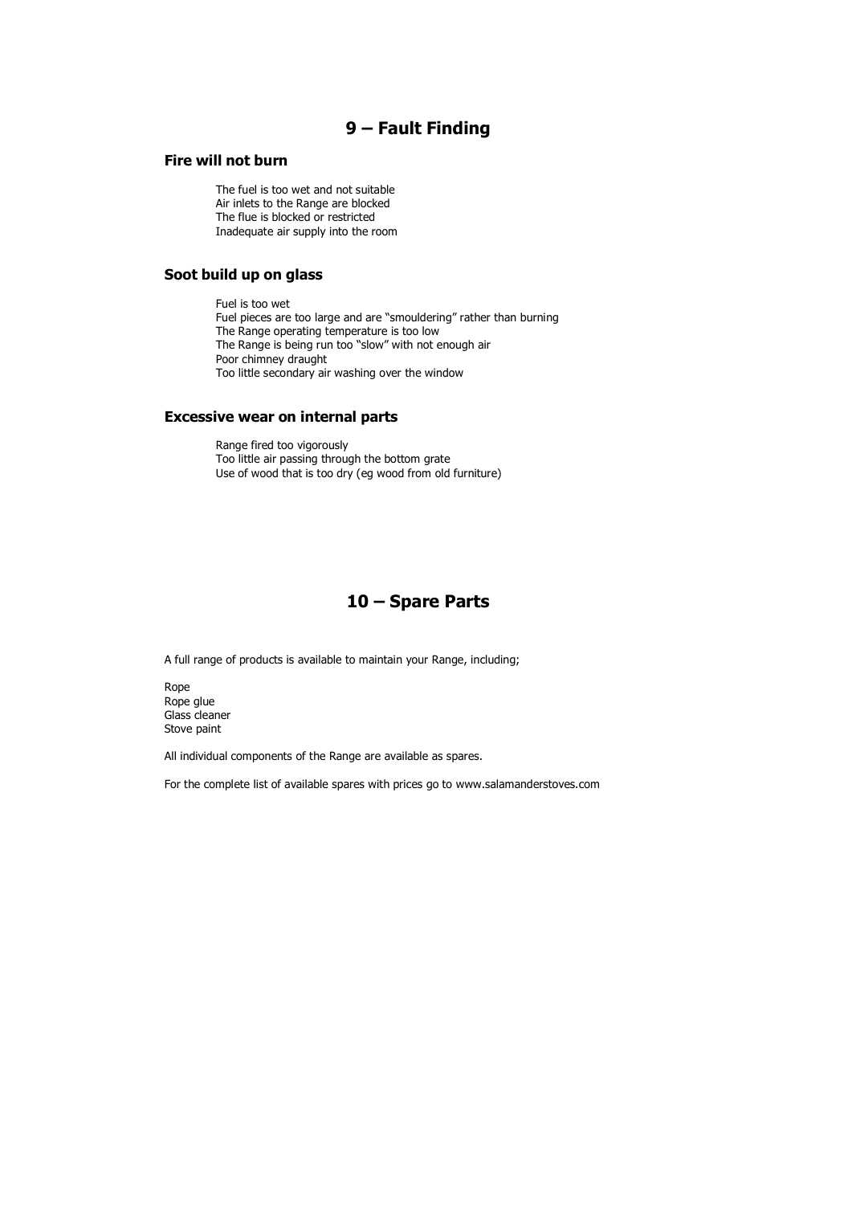# 9 – Fault Finding

### Fire will not burn

The fuel is too wet and not suitable
Air inlets to the Range are blocked
The flue is blocked or restricted
Inadequate air supply into the room

### Soot build up on glass

Fuel is too wet
Fuel pieces are too large and are "smouldering" rather than burning
The Range operating temperature is too low
The Range is being run too "slow" with not enough air
Poor chimney draught
Too little secondary air washing over the window

### Excessive wear on internal parts

Range fired too vigorously
Too little air passing through the bottom grate
Use of wood that is too dry (eg wood from old furniture)

# 10 – Spare Parts

A full range of products is available to maintain your Range, including;

Rope
Rope glue
Glass cleaner
Stove paint

All individual components of the Range are available as spares.

For the complete list of available spares with prices go to www.salamanderstoves.com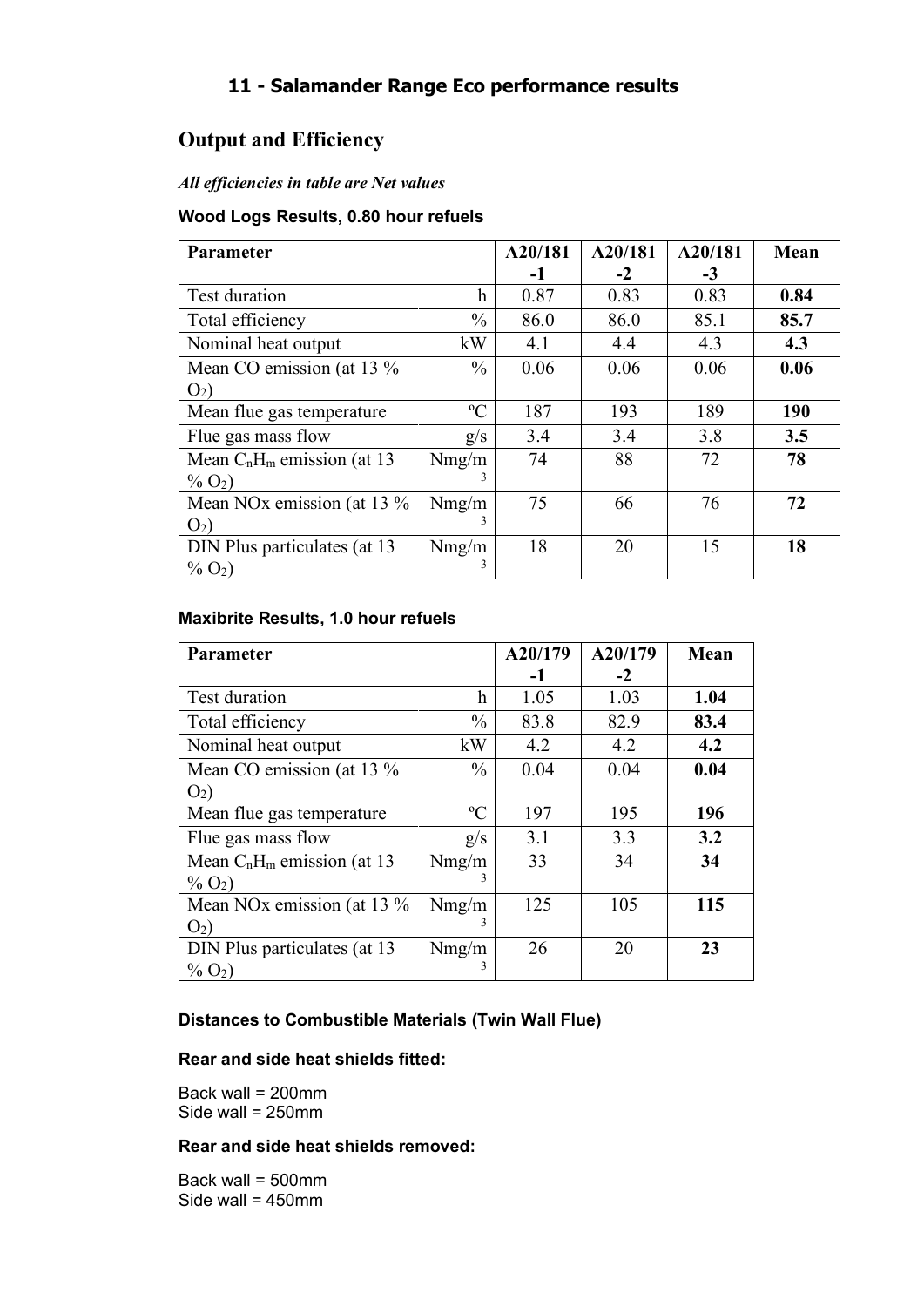# 11 - Salamander Range Eco performance results

## Output and Efficiency

***All efficiencies in table are Net values***

**Wood Logs Results, 0.80 hour refuels**

| Parameter | | A20/181-1 | A20/181-2 | A20/181-3 | Mean |
|---|---|---|---|---|---|
| Test duration | h | 0.87 | 0.83 | 0.83 | **0.84** |
| Total efficiency | % | 86.0 | 86.0 | 85.1 | **85.7** |
| Nominal heat output | kW | 4.1 | 4.4 | 4.3 | **4.3** |
| Mean CO emission (at 13 % $O_2$) | % | 0.06 | 0.06 | 0.06 | **0.06** |
| Mean flue gas temperature | ºC | 187 | 193 | 189 | **190** |
| Flue gas mass flow | g/s | 3.4 | 3.4 | 3.8 | **3.5** |
| Mean $C_nH_m$ emission (at 13 % $O_2$) | Nmg/m$^3$ | 74 | 88 | 72 | **78** |
| Mean NOx emission (at 13 % $O_2$) | Nmg/m$^3$ | 75 | 66 | 76 | **72** |
| DIN Plus particulates (at 13 % $O_2$) | Nmg/m$^3$ | 18 | 20 | 15 | **18** |

**Maxibrite Results, 1.0 hour refuels**

| Parameter | | A20/179-1 | A20/179-2 | Mean |
|---|---|---|---|---|
| Test duration | h | 1.05 | 1.03 | **1.04** |
| Total efficiency | % | 83.8 | 82.9 | **83.4** |
| Nominal heat output | kW | 4.2 | 4.2 | **4.2** |
| Mean CO emission (at 13 % $O_2$) | % | 0.04 | 0.04 | **0.04** |
| Mean flue gas temperature | ºC | 197 | 195 | **196** |
| Flue gas mass flow | g/s | 3.1 | 3.3 | **3.2** |
| Mean $C_nH_m$ emission (at 13 % $O_2$) | Nmg/m$^3$ | 33 | 34 | **34** |
| Mean NOx emission (at 13 % $O_2$) | Nmg/m$^3$ | 125 | 105 | **115** |
| DIN Plus particulates (at 13 % $O_2$) | Nmg/m$^3$ | 26 | 20 | **23** |

**Distances to Combustible Materials (Twin Wall Flue)**

**Rear and side heat shields fitted:**

Back wall = 200mm
Side wall = 250mm

**Rear and side heat shields removed:**

Back wall = 500mm
Side wall = 450mm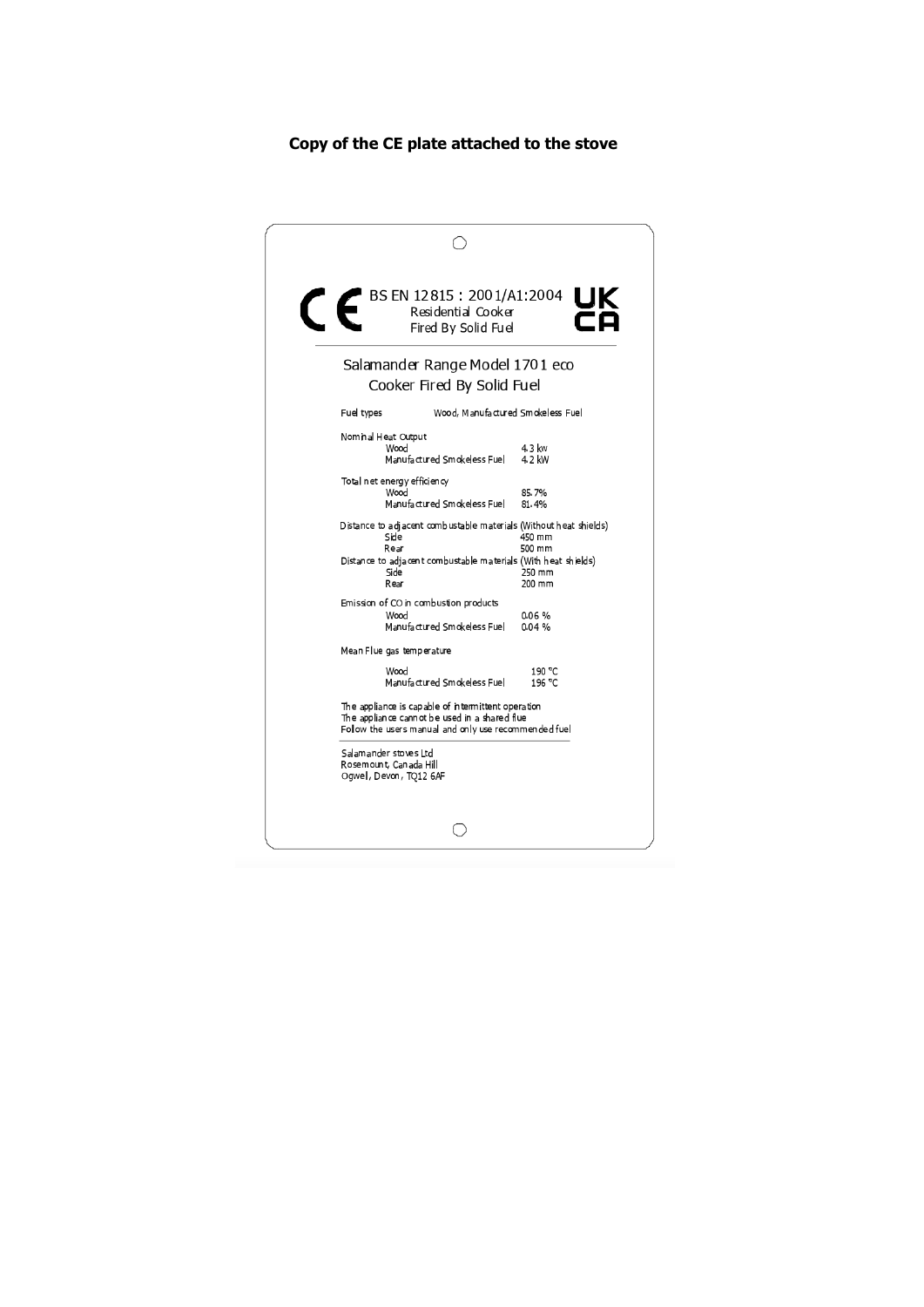**Copy of the CE plate attached to the stove**

BS EN 12815 : 2001/A1:2004
Residential Cooker
Fired By Solid Fuel

Salamander Range Model 1701 eco
Cooker Fired By Solid Fuel

| | | |
|---|---|---|
| Fuel types | Wood, Manufactured Smokeless Fuel | |
| Nominal Heat Output | | |
| | Wood | 4.3 kw |
| | Manufactured Smokeless Fuel | 4.2 kW |
| Total net energy efficiency | | |
| | Wood | 85.7% |
| | Manufactured Smokeless Fuel | 81.4% |
| Distance to adjacent combustable materials (Without heat shields) | | |
| | Side | 450 mm |
| | Rear | 500 mm |
| Distance to adjacent combustable materials (With heat shields) | | |
| | Side | 250 mm |
| | Rear | 200 mm |
| Emission of CO in combustion products | | |
| | Wood | 0.06 % |
| | Manufactured Smokeless Fuel | 0.04 % |
| Mean Flue gas temperature | | |
| | Wood | 190 °C |
| | Manufactured Smokeless Fuel | 196 °C |

The appliance is capable of intermittent operation
The appliance cannot be used in a shared flue
Follow the users manual and only use recommended fuel

Salamander stoves Ltd
Rosemount, Canada Hill
Ogwel, Devon, TQ12 6AF